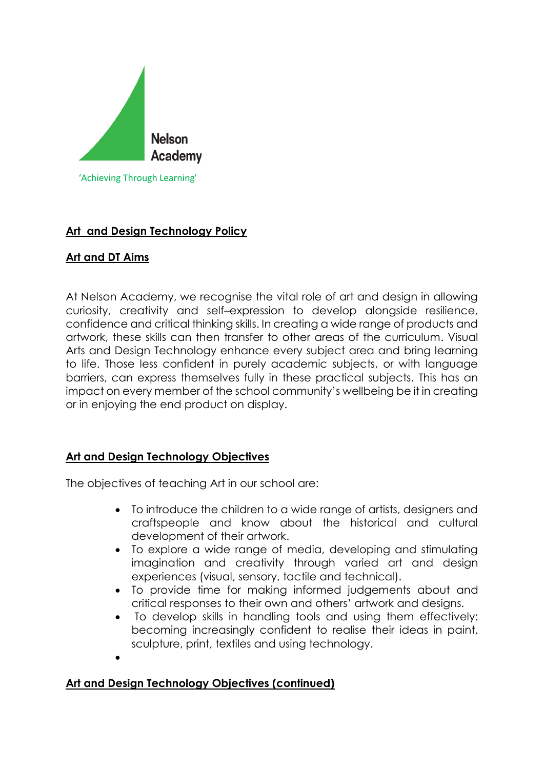Nelson Academy

'Achieving Through Learning'

## Art and Design Technology Policy

## Art and DT Aims

At Nelson Academy, we recognise the vital role of art and design in allowing curiosity, creativity and self–expression to develop alongside resilience, confidence and critical thinking skills. In creating a wide range of products and artwork, these skills can then transfer to other areas of the curriculum. Visual Arts and Design Technology enhance every subject area and bring learning to life. Those less confident in purely academic subjects, or with language barriers, can express themselves fully in these practical subjects. This has an impact on every member of the school community's wellbeing be it in creating or in enjoying the end product on display.

## Art and Design Technology Objectives

The objectives of teaching Art in our school are:

- To introduce the children to a wide range of artists, designers and craftspeople and know about the historical and cultural development of their artwork.
- To explore a wide range of media, developing and stimulating imagination and creativity through varied art and design experiences (visual, sensory, tactile and technical).
- To provide time for making informed judgements about and critical responses to their own and others' artwork and designs.
- To develop skills in handling tools and using them effectively: becoming increasingly confident to realise their ideas in paint, sculpture, print, textiles and using technology.

## Art and Design Technology Objectives (continued)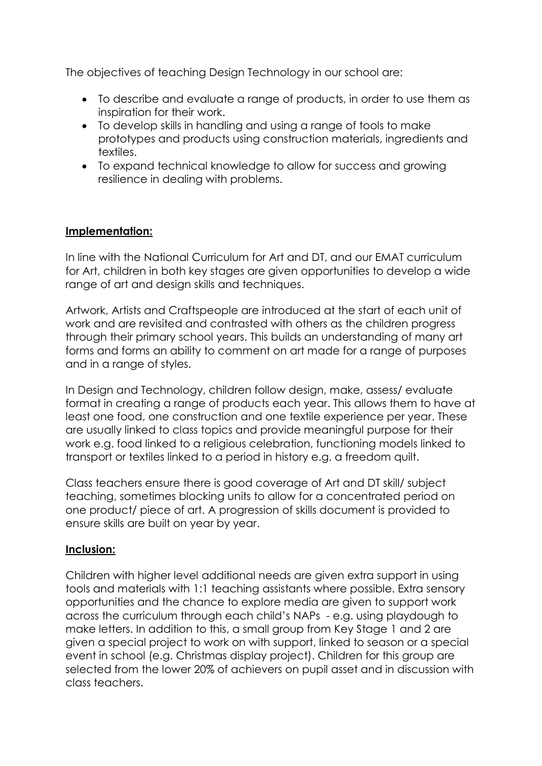The objectives of teaching Design Technology in our school are:

- To describe and evaluate a range of products, in order to use them as inspiration for their work.
- To develop skills in handling and using a range of tools to make prototypes and products using construction materials, ingredients and textiles.
- To expand technical knowledge to allow for success and growing resilience in dealing with problems.

**Implementation:**

In line with the National Curriculum for Art and DT, and our EMAT curriculum for Art, children in both key stages are given opportunities to develop a wide range of art and design skills and techniques.

Artwork, Artists and Craftspeople are introduced at the start of each unit of work and are revisited and contrasted with others as the children progress through their primary school years. This builds an understanding of many art forms and forms an ability to comment on art made for a range of purposes and in a range of styles.

In Design and Technology, children follow design, make, assess/ evaluate format in creating a range of products each year. This allows them to have at least one food, one construction and one textile experience per year. These are usually linked to class topics and provide meaningful purpose for their work e.g. food linked to a religious celebration, functioning models linked to transport or textiles linked to a period in history e.g. a freedom quilt.

Class teachers ensure there is good coverage of Art and DT skill/ subject teaching, sometimes blocking units to allow for a concentrated period on one product/ piece of art. A progression of skills document is provided to ensure skills are built on year by year.

**Inclusion:**

Children with higher level additional needs are given extra support in using tools and materials with 1:1 teaching assistants where possible. Extra sensory opportunities and the chance to explore media are given to support work across the curriculum through each child's NAPs - e.g. using playdough to make letters. In addition to this, a small group from Key Stage 1 and 2 are given a special project to work on with support, linked to season or a special event in school (e.g. Christmas display project). Children for this group are selected from the lower 20% of achievers on pupil asset and in discussion with class teachers.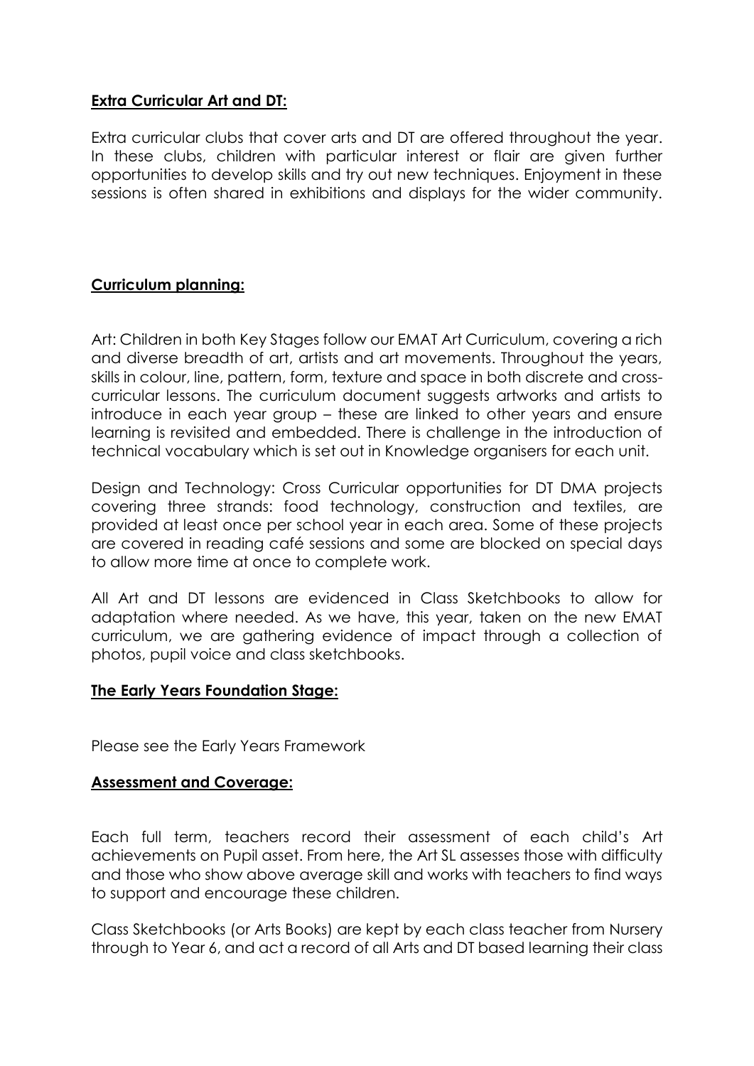**Extra Curricular Art and DT:**

Extra curricular clubs that cover arts and DT are offered throughout the year. In these clubs, children with particular interest or flair are given further opportunities to develop skills and try out new techniques. Enjoyment in these sessions is often shared in exhibitions and displays for the wider community.

**Curriculum planning:**

Art: Children in both Key Stages follow our EMAT Art Curriculum, covering a rich and diverse breadth of art, artists and art movements. Throughout the years, skills in colour, line, pattern, form, texture and space in both discrete and cross-curricular lessons. The curriculum document suggests artworks and artists to introduce in each year group – these are linked to other years and ensure learning is revisited and embedded. There is challenge in the introduction of technical vocabulary which is set out in Knowledge organisers for each unit.

Design and Technology: Cross Curricular opportunities for DT DMA projects covering three strands: food technology, construction and textiles, are provided at least once per school year in each area. Some of these projects are covered in reading café sessions and some are blocked on special days to allow more time at once to complete work.

All Art and DT lessons are evidenced in Class Sketchbooks to allow for adaptation where needed. As we have, this year, taken on the new EMAT curriculum, we are gathering evidence of impact through a collection of photos, pupil voice and class sketchbooks.

**The Early Years Foundation Stage:**

Please see the Early Years Framework

**Assessment and Coverage:**

Each full term, teachers record their assessment of each child's Art achievements on Pupil asset. From here, the Art SL assesses those with difficulty and those who show above average skill and works with teachers to find ways to support and encourage these children.

Class Sketchbooks (or Arts Books) are kept by each class teacher from Nursery through to Year 6, and act a record of all Arts and DT based learning their class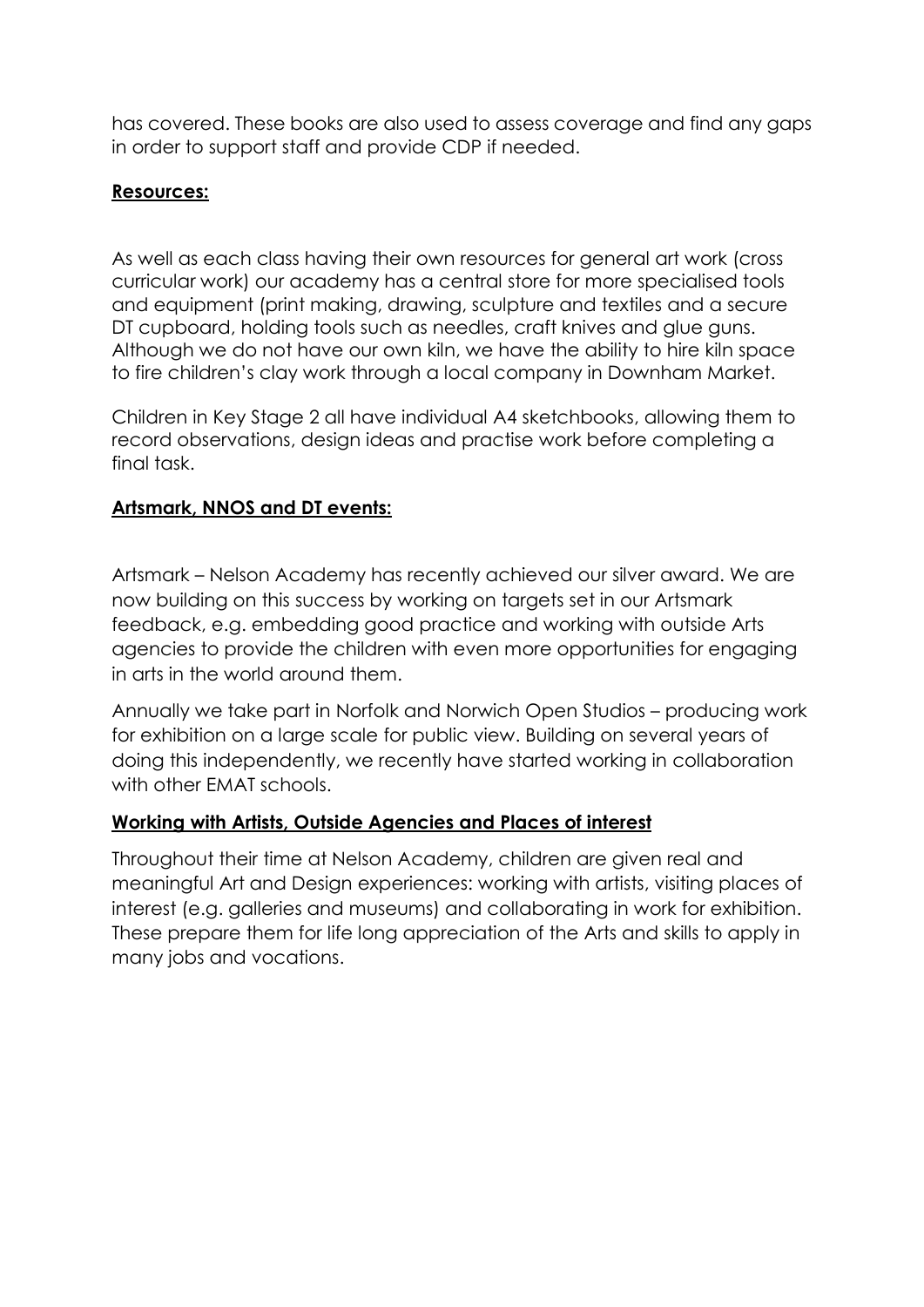has covered. These books are also used to assess coverage and find any gaps in order to support staff and provide CDP if needed.

**Resources:**

As well as each class having their own resources for general art work (cross curricular work) our academy has a central store for more specialised tools and equipment (print making, drawing, sculpture and textiles and a secure DT cupboard, holding tools such as needles, craft knives and glue guns. Although we do not have our own kiln, we have the ability to hire kiln space to fire children's clay work through a local company in Downham Market.

Children in Key Stage 2 all have individual A4 sketchbooks, allowing them to record observations, design ideas and practise work before completing a final task.

**Artsmark, NNOS and DT events:**

Artsmark – Nelson Academy has recently achieved our silver award. We are now building on this success by working on targets set in our Artsmark feedback, e.g. embedding good practice and working with outside Arts agencies to provide the children with even more opportunities for engaging in arts in the world around them.

Annually we take part in Norfolk and Norwich Open Studios – producing work for exhibition on a large scale for public view. Building on several years of doing this independently, we recently have started working in collaboration with other EMAT schools.

**Working with Artists, Outside Agencies and Places of interest**

Throughout their time at Nelson Academy, children are given real and meaningful Art and Design experiences: working with artists, visiting places of interest (e.g. galleries and museums) and collaborating in work for exhibition. These prepare them for life long appreciation of the Arts and skills to apply in many jobs and vocations.